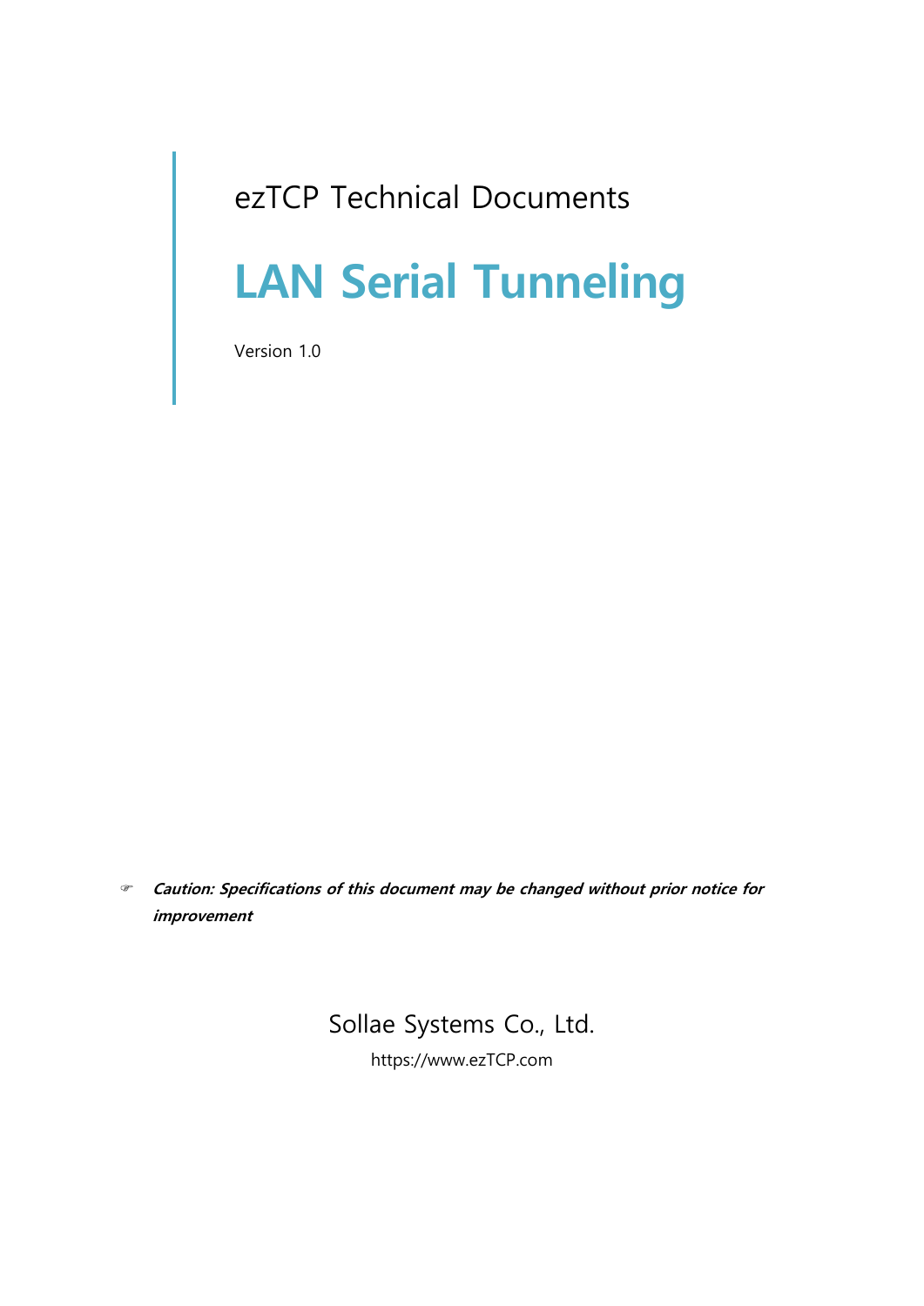ezTCP Technical Documents

# LAN Serial Tunneling

Version 1.0

☞ ***Caution: Specifications of this document may be changed without prior notice for improvement***

Sollae Systems Co., Ltd.

https://www.ezTCP.com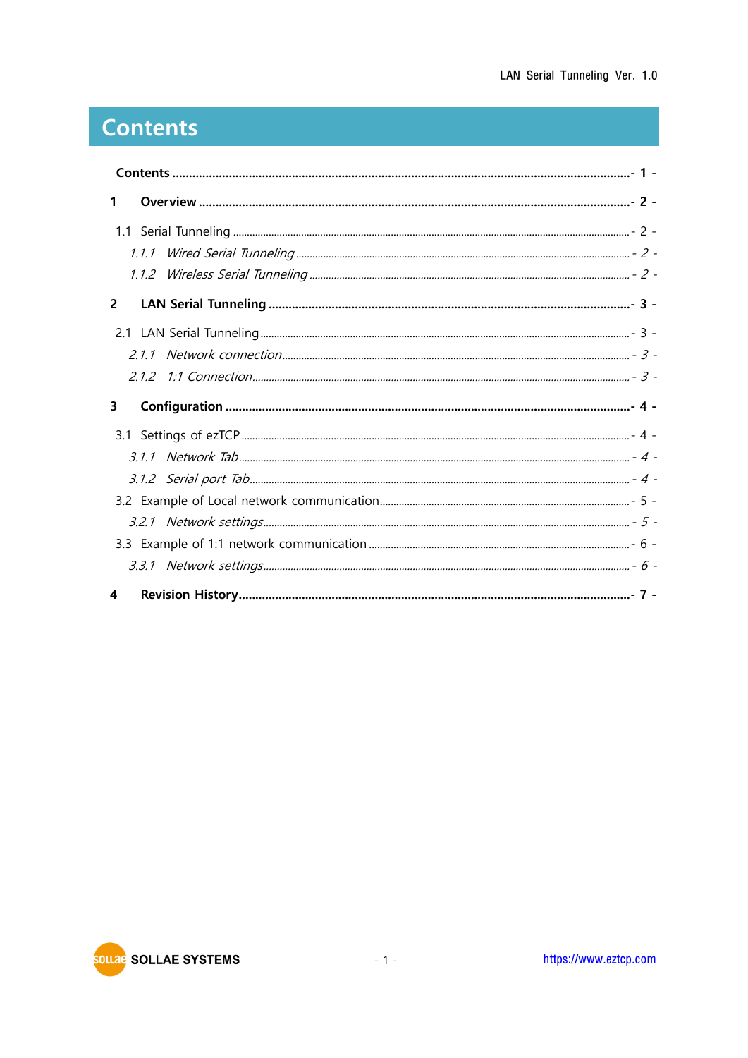# Contents

**Contents** ........................................ - 1 -

**1 Overview** ........................................ - 2 -

1.1 Serial Tunneling ........................................ - 2 -

*1.1.1 Wired Serial Tunneling* ........................................ - 2 -

*1.1.2 Wireless Serial Tunneling* ........................................ - 2 -

**2 LAN Serial Tunneling** ........................................ - 3 -

2.1 LAN Serial Tunneling ........................................ - 3 -

*2.1.1 Network connection* ........................................ - 3 -

*2.1.2 1:1 Connection* ........................................ - 3 -

**3 Configuration** ........................................ - 4 -

3.1 Settings of ezTCP ........................................ - 4 -

*3.1.1 Network Tab* ........................................ - 4 -

*3.1.2 Serial port Tab* ........................................ - 4 -

3.2 Example of Local network communication ........................................ - 5 -

*3.2.1 Network settings* ........................................ - 5 -

3.3 Example of 1:1 network communication ........................................ - 6 -

*3.3.1 Network settings* ........................................ - 6 -

**4 Revision History** ........................................ - 7 -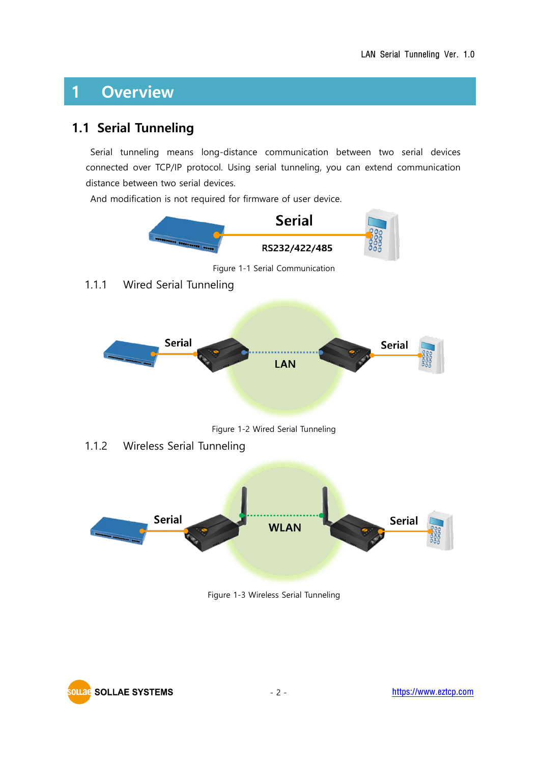# 1 Overview

## 1.1 Serial Tunneling

Serial tunneling means long-distance communication between two serial devices connected over TCP/IP protocol. Using serial tunneling, you can extend communication distance between two serial devices.

And modification is not required for firmware of user device.

Figure 1-1 Serial Communication

### 1.1.1 Wired Serial Tunneling

Figure 1-2 Wired Serial Tunneling

### 1.1.2 Wireless Serial Tunneling

Figure 1-3 Wireless Serial Tunneling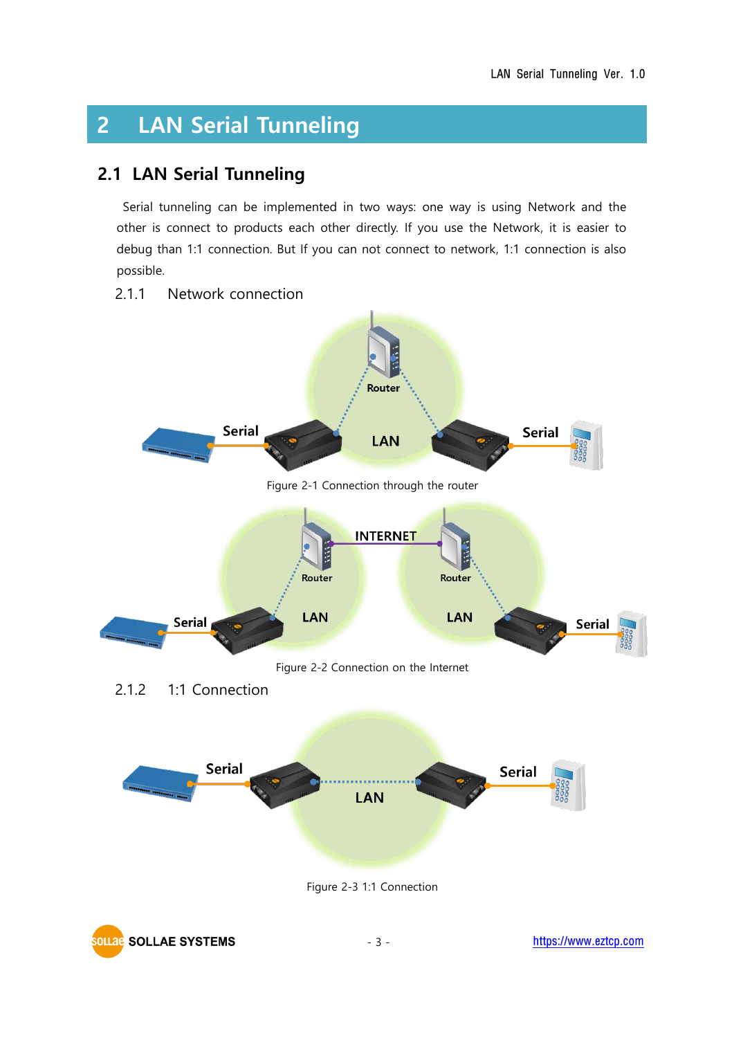# 2 LAN Serial Tunneling

## 2.1 LAN Serial Tunneling

Serial tunneling can be implemented in two ways: one way is using Network and the other is connect to products each other directly. If you use the Network, it is easier to debug than 1:1 connection. But If you can not connect to network, 1:1 connection is also possible.

### 2.1.1 Network connection

Figure 2-1 Connection through the router

Figure 2-2 Connection on the Internet

### 2.1.2 1:1 Connection

Figure 2-3 1:1 Connection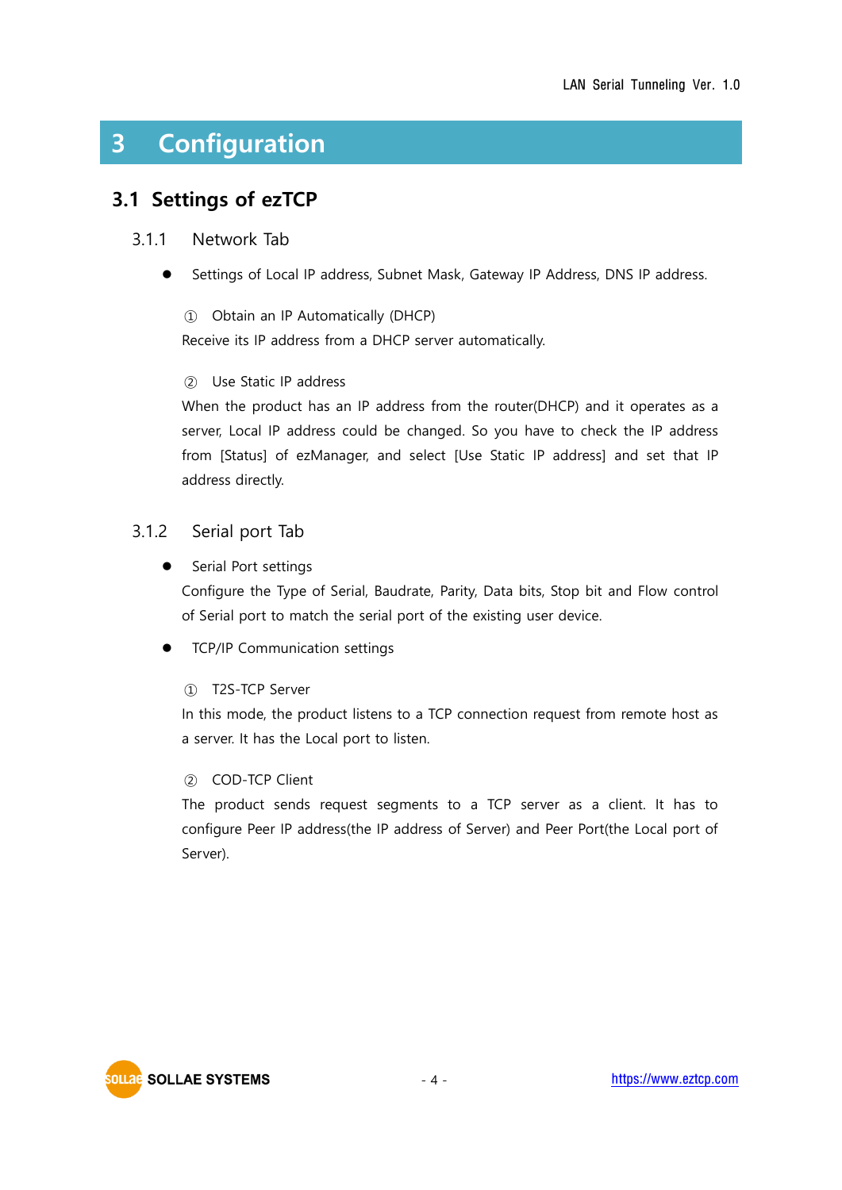# 3 Configuration

## 3.1 Settings of ezTCP

### 3.1.1 Network Tab

- Settings of Local IP address, Subnet Mask, Gateway IP Address, DNS IP address.

① Obtain an IP Automatically (DHCP)

Receive its IP address from a DHCP server automatically.

② Use Static IP address

When the product has an IP address from the router(DHCP) and it operates as a server, Local IP address could be changed. So you have to check the IP address from [Status] of ezManager, and select [Use Static IP address] and set that IP address directly.

### 3.1.2 Serial port Tab

- Serial Port settings

  Configure the Type of Serial, Baudrate, Parity, Data bits, Stop bit and Flow control of Serial port to match the serial port of the existing user device.

- TCP/IP Communication settings

① T2S-TCP Server

In this mode, the product listens to a TCP connection request from remote host as a server. It has the Local port to listen.

② COD-TCP Client

The product sends request segments to a TCP server as a client. It has to configure Peer IP address(the IP address of Server) and Peer Port(the Local port of Server).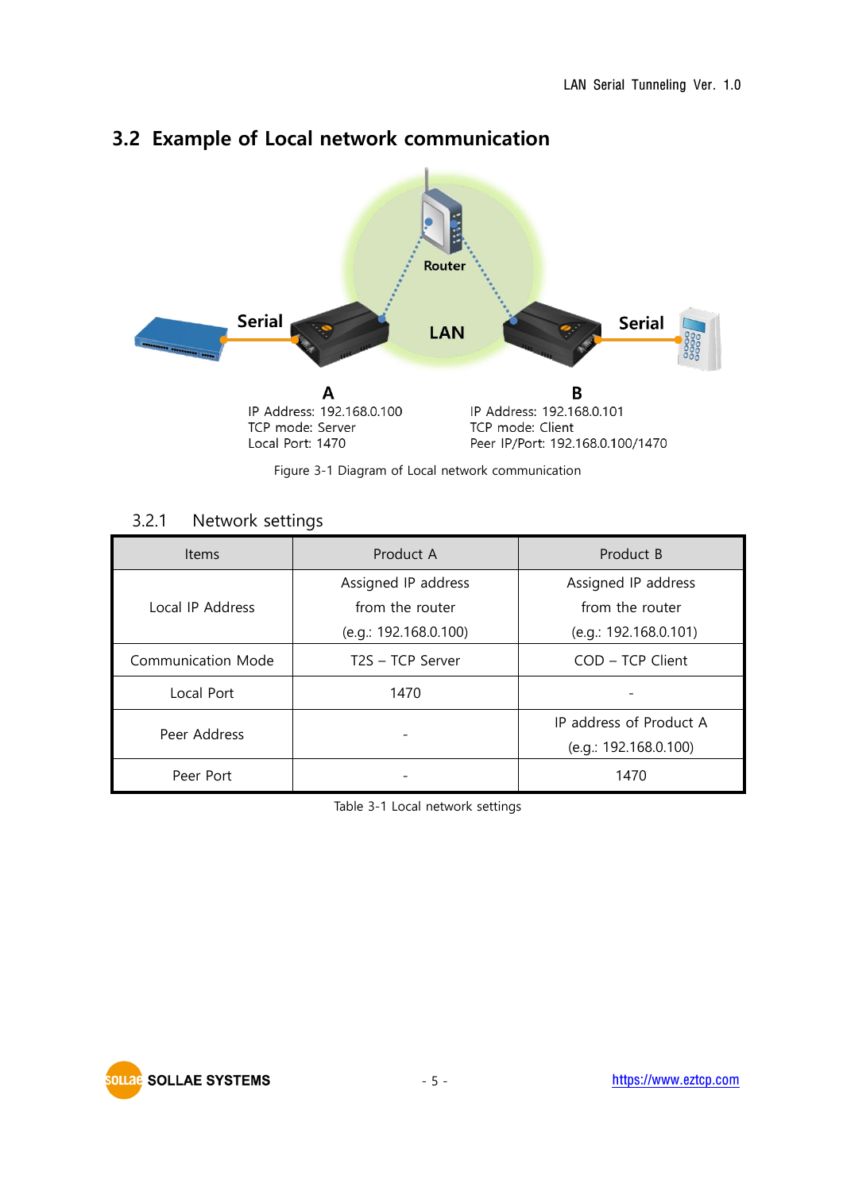## 3.2 Example of Local network communication

Router

Serial

LAN

Serial

**A**

IP Address: 192.168.0.100
TCP mode: Server
Local Port: 1470

**B**

IP Address: 192.168.0.101
TCP mode: Client
Peer IP/Port: 192.168.0.100/1470

Figure 3-1 Diagram of Local network communication

### 3.2.1 Network settings

| Items | Product A | Product B |
| --- | --- | --- |
| Local IP Address | Assigned IP address from the router (e.g.: 192.168.0.100) | Assigned IP address from the router (e.g.: 192.168.0.101) |
| Communication Mode | T2S – TCP Server | COD – TCP Client |
| Local Port | 1470 | - |
| Peer Address | - | IP address of Product A (e.g.: 192.168.0.100) |
| Peer Port | - | 1470 |

Table 3-1 Local network settings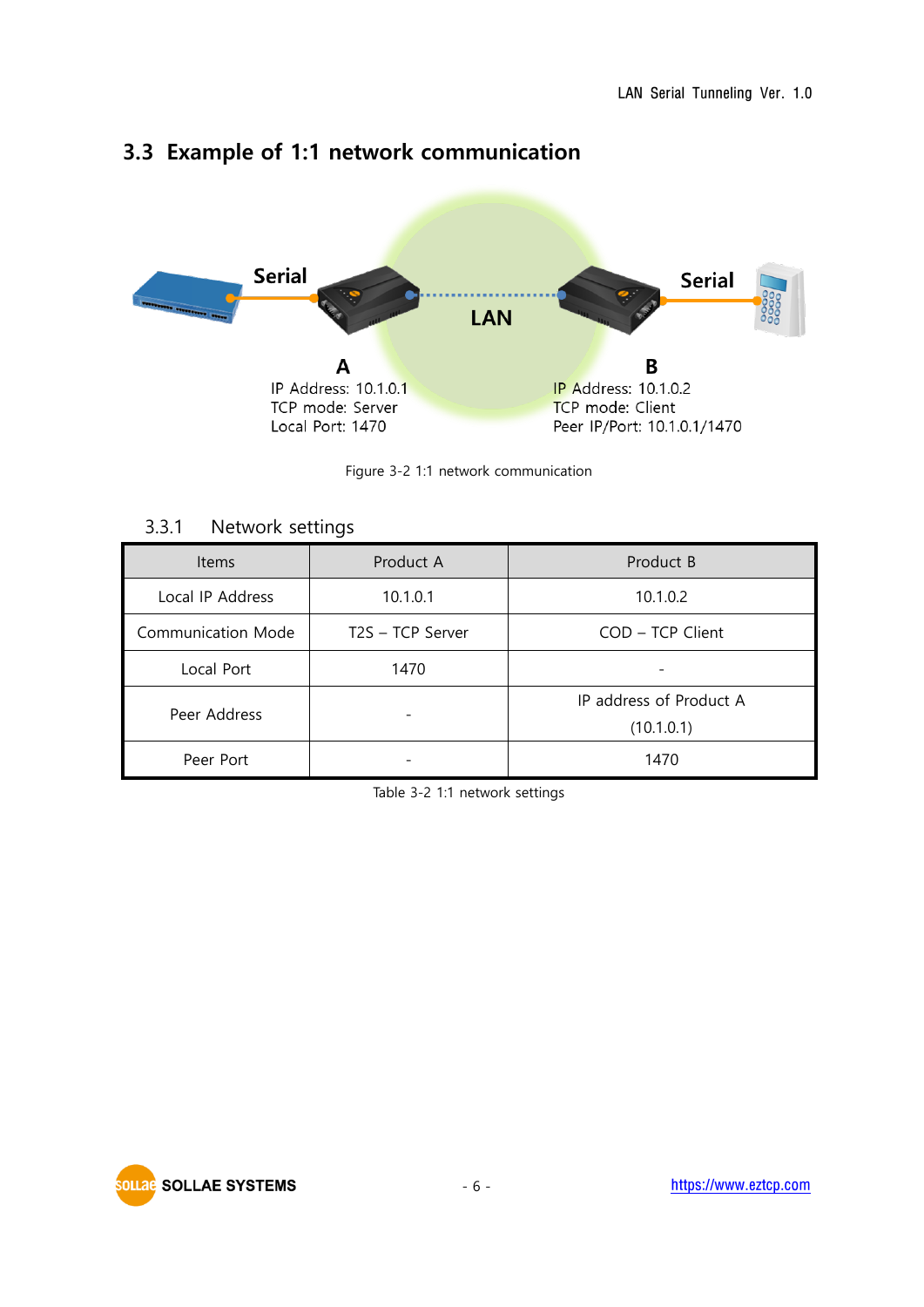## 3.3 Example of 1:1 network communication

Serial

LAN

Serial

**A**
IP Address: 10.1.0.1
TCP mode: Server
Local Port: 1470

**B**
IP Address: 10.1.0.2
TCP mode: Client
Peer IP/Port: 10.1.0.1/1470

Figure 3-2 1:1 network communication

### 3.3.1 Network settings

| Items | Product A | Product B |
|---|---|---|
| Local IP Address | 10.1.0.1 | 10.1.0.2 |
| Communication Mode | T2S – TCP Server | COD – TCP Client |
| Local Port | 1470 | - |
| Peer Address | - | IP address of Product A (10.1.0.1) |
| Peer Port | - | 1470 |

Table 3-2 1:1 network settings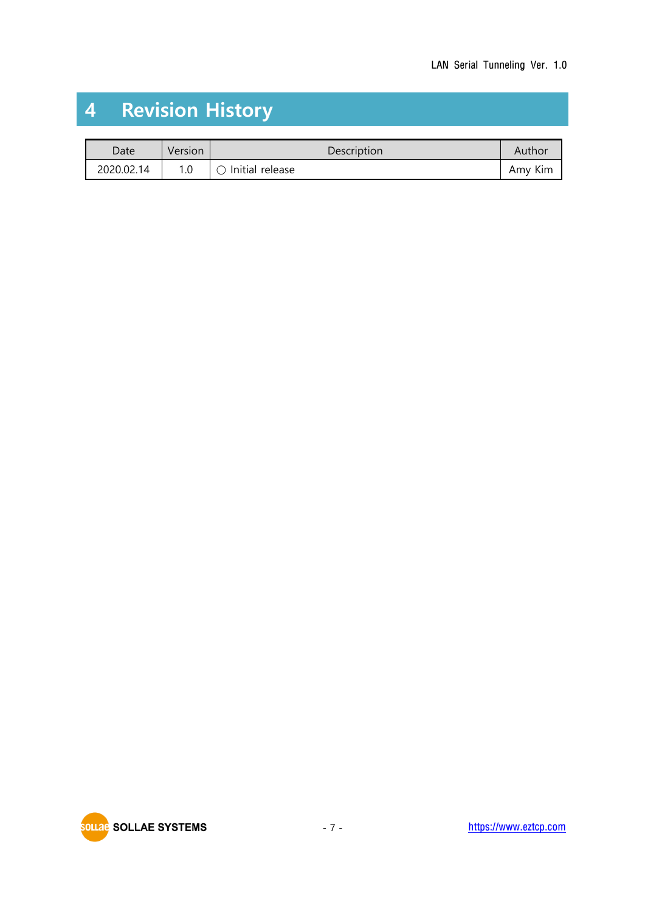# 4 Revision History

| Date | Version | Description | Author |
|---|---|---|---|
| 2020.02.14 | 1.0 | ○ Initial release | Amy Kim |